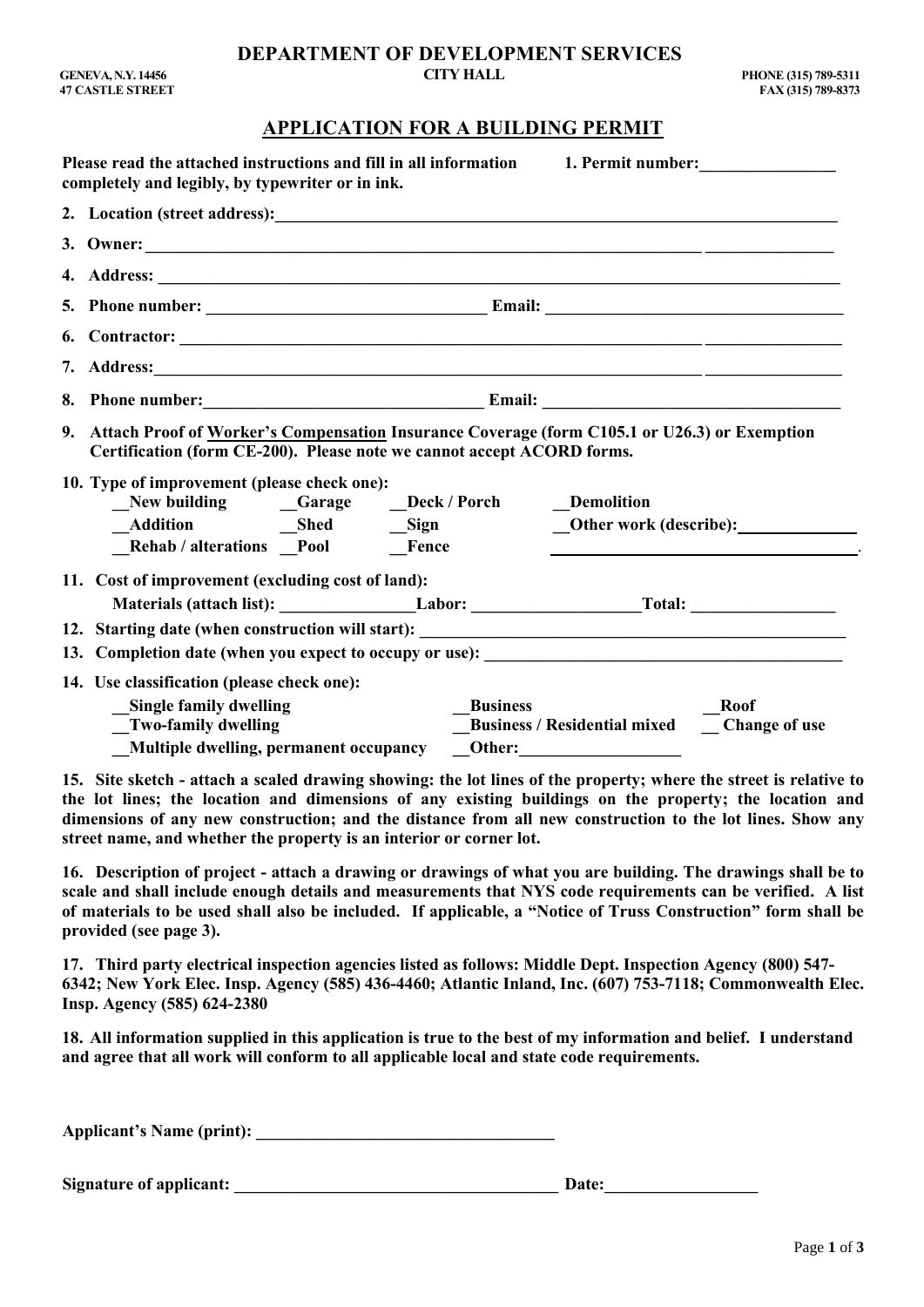# DEPARTMENT OF DEVELOPMENT SERVICES

**GENEVA, N.Y. 14456**
**47 CASTLE STREET**

**CITY HALL**

**PHONE (315) 789-5311**
**FAX (315) 789-8373**

## APPLICATION FOR A BUILDING PERMIT

**Please read the attached instructions and fill in all information completely and legibly, by typewriter or in ink.**

**1. Permit number:________________**

**2. Location (street address):_______________________________________________________________**

**3. Owner: ____________________________________________________________ _______________**

**4. Address: _____________________________________________________________________________**

**5. Phone number: ________________________________ Email: ___________________________________**

**6. Contractor: ________________________________________________________ ________________**

**7. Address:_______________________________________________________________ ________________**

**8. Phone number:________________________________ Email: ___________________________________**

**9. Attach Proof of Worker's Compensation Insurance Coverage (form C105.1 or U26.3) or Exemption Certification (form CE-200). Please note we cannot accept ACORD forms.**

**10. Type of improvement (please check one):**

- __New building
- __Garage
- __Deck / Porch
- __Demolition
- __Addition
- __Shed
- __Sign
- __Other work (describe):______________
- __Rehab / alterations
- __Pool
- __Fence

**11. Cost of improvement (excluding cost of land):**

**Materials (attach list): ________________Labor: ___________________Total: _________________**

**12. Starting date (when construction will start): ____________________________________________________**

**13. Completion date (when you expect to occupy or use): _____________________________________________**

**14. Use classification (please check one):**

- __Single family dwelling
- __Business
- __Roof
- __Two-family dwelling
- __Business / Residential mixed
- __ Change of use
- __Multiple dwelling, permanent occupancy
- __Other:___________________

**15. Site sketch - attach a scaled drawing showing: the lot lines of the property; where the street is relative to the lot lines; the location and dimensions of any existing buildings on the property; the location and dimensions of any new construction; and the distance from all new construction to the lot lines. Show any street name, and whether the property is an interior or corner lot.**

**16. Description of project - attach a drawing or drawings of what you are building. The drawings shall be to scale and shall include enough details and measurements that NYS code requirements can be verified. A list of materials to be used shall also be included. If applicable, a "Notice of Truss Construction" form shall be provided (see page 3).**

**17. Third party electrical inspection agencies listed as follows: Middle Dept. Inspection Agency (800) 547-6342; New York Elec. Insp. Agency (585) 436-4460; Atlantic Inland, Inc. (607) 753-7118; Commonwealth Elec. Insp. Agency (585) 624-2380**

**18. All information supplied in this application is true to the best of my information and belief. I understand and agree that all work will conform to all applicable local and state code requirements.**

**Applicant's Name (print): ___________________________________**

**Signature of applicant: ______________________________________ Date:__________________**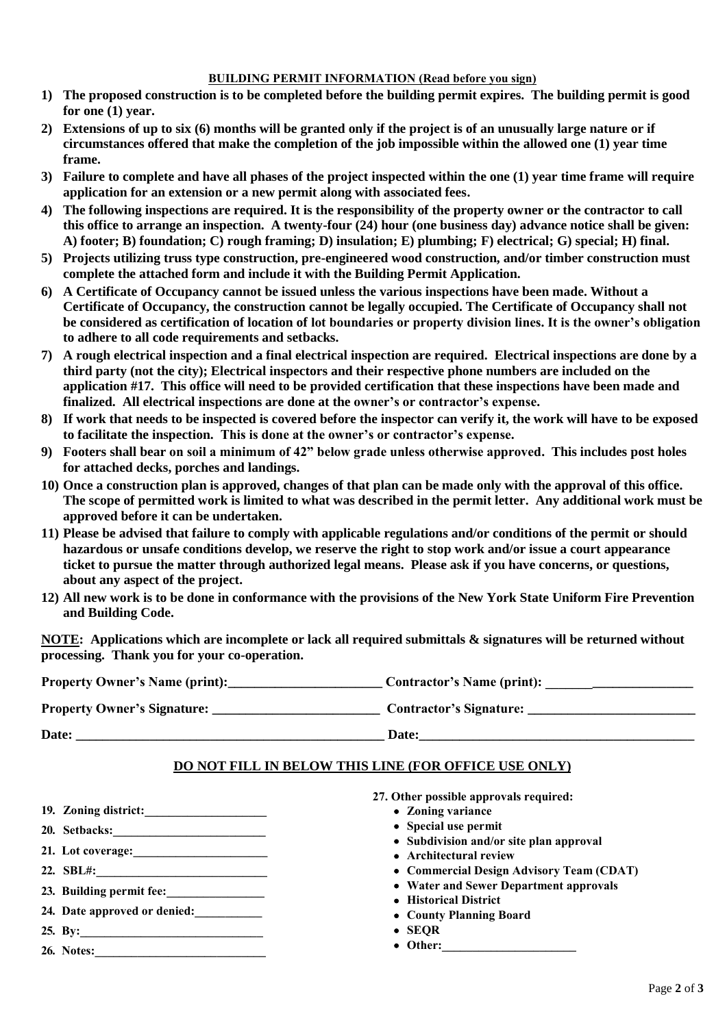**BUILDING PERMIT INFORMATION (Read before you sign)**

1) **The proposed construction is to be completed before the building permit expires. The building permit is good for one (1) year.**
2) **Extensions of up to six (6) months will be granted only if the project is of an unusually large nature or if circumstances offered that make the completion of the job impossible within the allowed one (1) year time frame.**
3) **Failure to complete and have all phases of the project inspected within the one (1) year time frame will require application for an extension or a new permit along with associated fees.**
4) **The following inspections are required. It is the responsibility of the property owner or the contractor to call this office to arrange an inspection. A twenty-four (24) hour (one business day) advance notice shall be given: A) footer; B) foundation; C) rough framing; D) insulation; E) plumbing; F) electrical; G) special; H) final.**
5) **Projects utilizing truss type construction, pre-engineered wood construction, and/or timber construction must complete the attached form and include it with the Building Permit Application.**
6) **A Certificate of Occupancy cannot be issued unless the various inspections have been made. Without a Certificate of Occupancy, the construction cannot be legally occupied. The Certificate of Occupancy shall not be considered as certification of location of lot boundaries or property division lines. It is the owner's obligation to adhere to all code requirements and setbacks.**
7) **A rough electrical inspection and a final electrical inspection are required. Electrical inspections are done by a third party (not the city); Electrical inspectors and their respective phone numbers are included on the application #17. This office will need to be provided certification that these inspections have been made and finalized. All electrical inspections are done at the owner's or contractor's expense.**
8) **If work that needs to be inspected is covered before the inspector can verify it, the work will have to be exposed to facilitate the inspection. This is done at the owner's or contractor's expense.**
9) **Footers shall bear on soil a minimum of 42" below grade unless otherwise approved. This includes post holes for attached decks, porches and landings.**
10) **Once a construction plan is approved, changes of that plan can be made only with the approval of this office. The scope of permitted work is limited to what was described in the permit letter. Any additional work must be approved before it can be undertaken.**
11) **Please be advised that failure to comply with applicable regulations and/or conditions of the permit or should hazardous or unsafe conditions develop, we reserve the right to stop work and/or issue a court appearance ticket to pursue the matter through authorized legal means. Please ask if you have concerns, or questions, about any aspect of the project.**
12) **All new work is to be done in conformance with the provisions of the New York State Uniform Fire Prevention and Building Code.**

**NOTE: Applications which are incomplete or lack all required submittals & signatures will be returned without processing. Thank you for your co-operation.**

**Property Owner's Name (print):_______________________ Contractor's Name (print): ______________________**

**Property Owner's Signature: _________________________ Contractor's Signature: _________________________**

**Date: ________________________________________________ Date:__________________________________________**

**DO NOT FILL IN BELOW THIS LINE (FOR OFFICE USE ONLY)**

**19. Zoning district:____________________**

**20. Setbacks:_________________________**

**21. Lot coverage:______________________**

**22. SBL#:____________________________**

**23. Building permit fee:________________**

**24. Date approved or denied:___________**

**25. By:______________________________**

**26. Notes:____________________________**

**27. Other possible approvals required:**

- **Zoning variance**
- **Special use permit**
- **Subdivision and/or site plan approval**
- **Architectural review**
- **Commercial Design Advisory Team (CDAT)**
- **Water and Sewer Department approvals**
- **Historical District**
- **County Planning Board**
- **SEQR**
- **Other:______________________**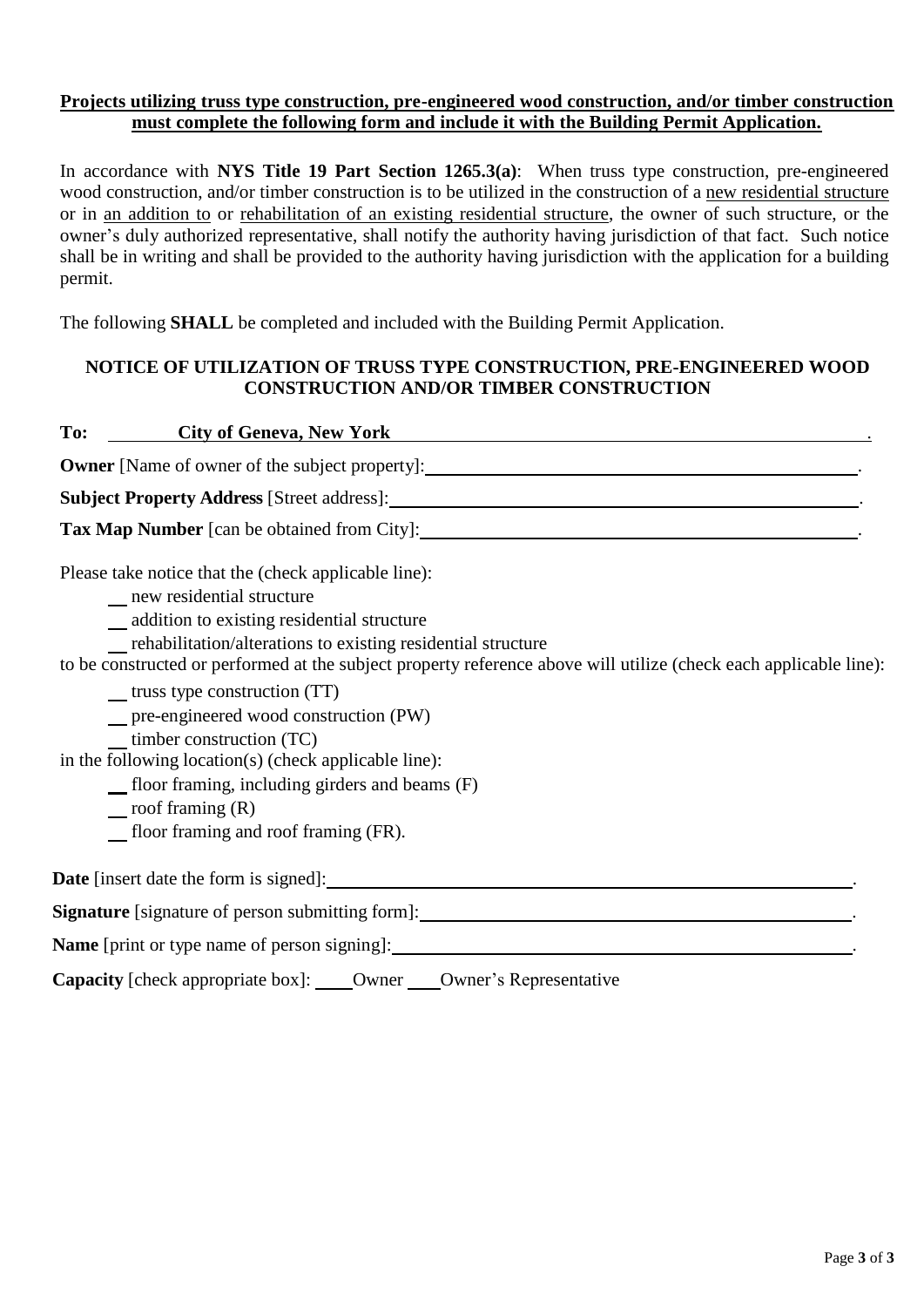**Projects utilizing truss type construction, pre-engineered wood construction, and/or timber construction must complete the following form and include it with the Building Permit Application.**

In accordance with **NYS Title 19 Part Section 1265.3(a)**: When truss type construction, pre-engineered wood construction, and/or timber construction is to be utilized in the construction of a new residential structure or in an addition to or rehabilitation of an existing residential structure, the owner of such structure, or the owner's duly authorized representative, shall notify the authority having jurisdiction of that fact. Such notice shall be in writing and shall be provided to the authority having jurisdiction with the application for a building permit.

The following **SHALL** be completed and included with the Building Permit Application.

## NOTICE OF UTILIZATION OF TRUSS TYPE CONSTRUCTION, PRE-ENGINEERED WOOD CONSTRUCTION AND/OR TIMBER CONSTRUCTION

**To:** **City of Geneva, New York** .

**Owner** [Name of owner of the subject property]: ____________________.

**Subject Property Address** [Street address]: ____________________.

**Tax Map Number** [can be obtained from City]: ____________________.

Please take notice that the (check applicable line):

__ new residential structure
__ addition to existing residential structure
__ rehabilitation/alterations to existing residential structure

to be constructed or performed at the subject property reference above will utilize (check each applicable line):

__ truss type construction (TT)
__ pre-engineered wood construction (PW)
__ timber construction (TC)

in the following location(s) (check applicable line):

__ floor framing, including girders and beams (F)
__ roof framing (R)
__ floor framing and roof framing (FR).

**Date** [insert date the form is signed]: ____________________.

**Signature** [signature of person submitting form]: ____________________.

**Name** [print or type name of person signing]: ____________________.

**Capacity** [check appropriate box]: ____Owner ____Owner's Representative